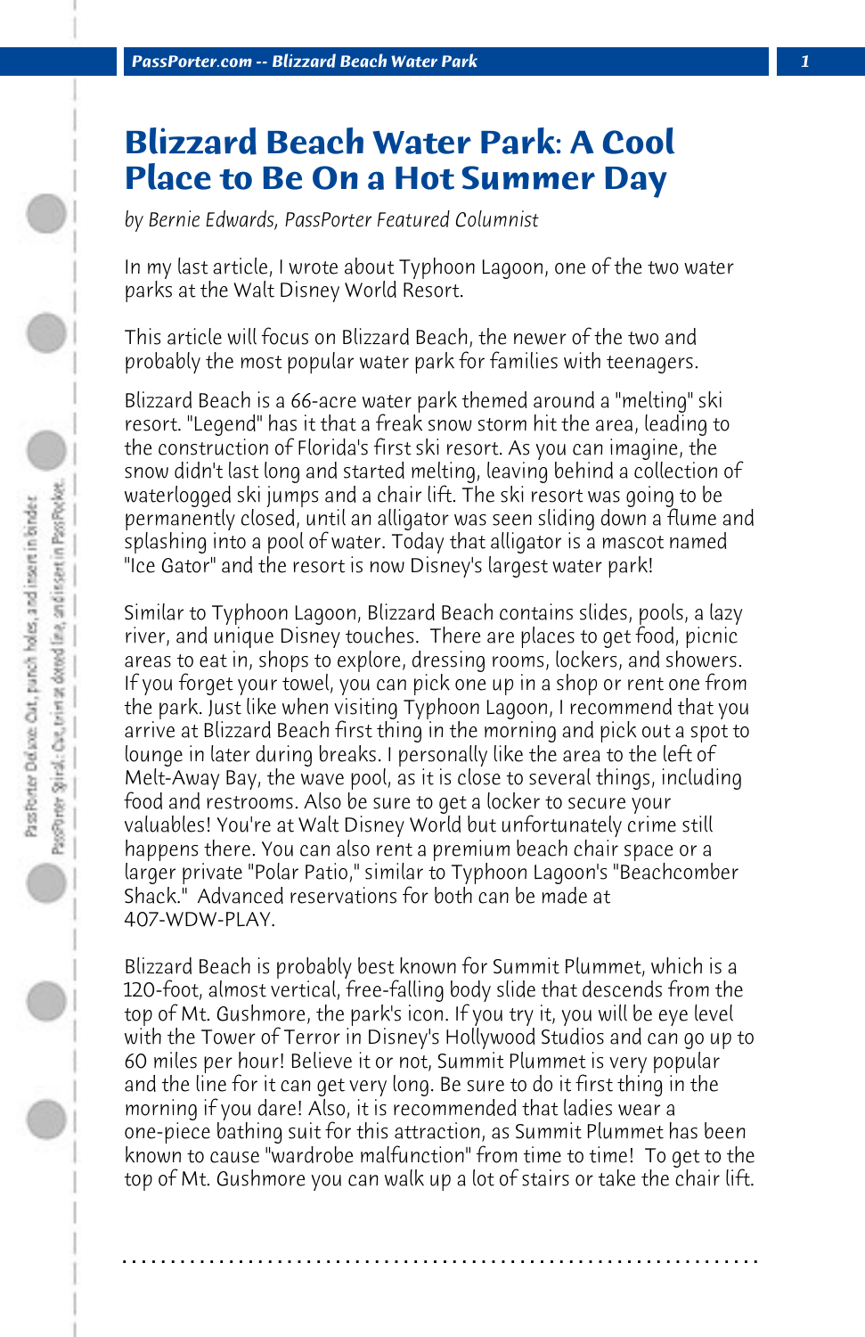# Blizzard Beach Water Park: A Cool Place to Be On a Hot Summer Day

*by Bernie Edwards, PassPorter Featured Columnist*

In my last article, I wrote about Typhoon Lagoon, one of the two water parks at the Walt Disney World Resort.

This article will focus on Blizzard Beach, the newer of the two and probably the most popular water park for families with teenagers.

Blizzard Beach is a 66-acre water park themed around a "melting" ski resort. "Legend" has it that a freak snow storm hit the area, leading to the construction of Florida's first ski resort. As you can imagine, the snow didn't last long and started melting, leaving behind a collection of waterlogged ski jumps and a chair lift. The ski resort was going to be permanently closed, until an alligator was seen sliding down a flume and splashing into a pool of water. Today that alligator is a mascot named "Ice Gator" and the resort is now Disney's largest water park!

Similar to Typhoon Lagoon, Blizzard Beach contains slides, pools, a lazy river, and unique Disney touches. There are places to get food, picnic areas to eat in, shops to explore, dressing rooms, lockers, and showers. If you forget your towel, you can pick one up in a shop or rent one from the park. Just like when visiting Typhoon Lagoon, I recommend that you arrive at Blizzard Beach first thing in the morning and pick out a spot to lounge in later during breaks. I personally like the area to the left of Melt-Away Bay, the wave pool, as it is close to several things, including food and restrooms. Also be sure to get a locker to secure your valuables! You're at Walt Disney World but unfortunately crime still happens there. You can also rent a premium beach chair space or a larger private "Polar Patio," similar to Typhoon Lagoon's "Beachcomber Shack." Advanced reservations for both can be made at 407-WDW-PLAY.

Blizzard Beach is probably best known for Summit Plummet, which is a 120-foot, almost vertical, free-falling body slide that descends from the top of Mt. Gushmore, the park's icon. If you try it, you will be eye level with the Tower of Terror in Disney's Hollywood Studios and can go up to 60 miles per hour! Believe it or not, Summit Plummet is very popular and the line for it can get very long. Be sure to do it first thing in the morning if you dare! Also, it is recommended that ladies wear a one-piece bathing suit for this attraction, as Summit Plummet has been known to cause "wardrobe malfunction" from time to time! To get to the top of Mt. Gushmore you can walk up a lot of stairs or take the chair lift.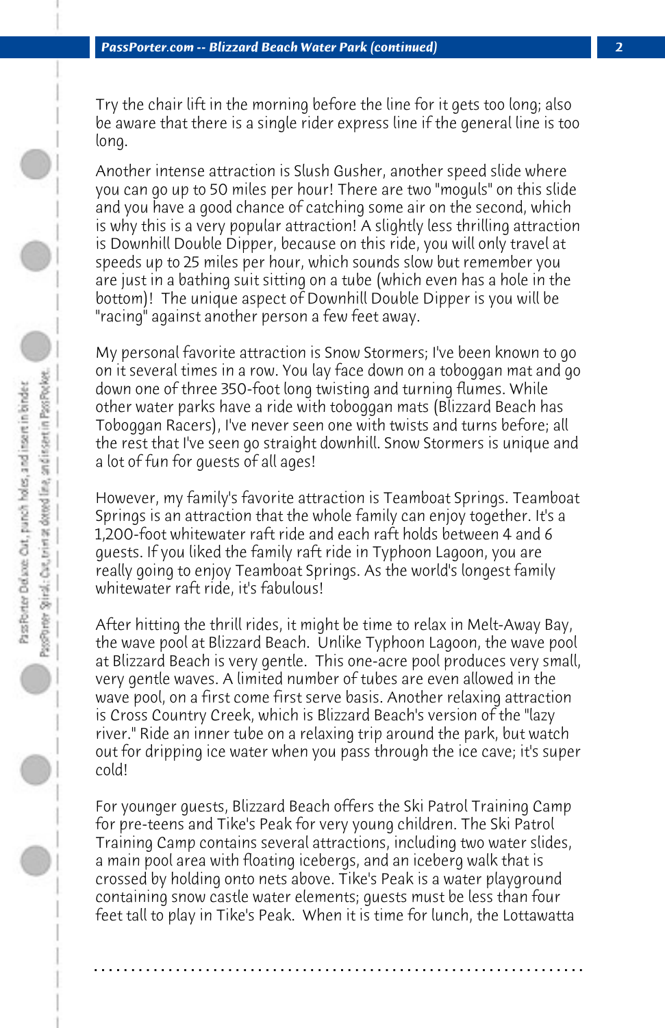Try the chair lift in the morning before the line for it gets too long; also be aware that there is a single rider express line if the general line is too long.

Another intense attraction is Slush Gusher, another speed slide where you can go up to 50 miles per hour! There are two "moguls" on this slide and you have a good chance of catching some air on the second, which is why this is a very popular attraction! A slightly less thrilling attraction is Downhill Double Dipper, because on this ride, you will only travel at speeds up to 25 miles per hour, which sounds slow but remember you are just in a bathing suit sitting on a tube (which even has a hole in the bottom)! The unique aspect of Downhill Double Dipper is you will be "racing" against another person a few feet away.

My personal favorite attraction is Snow Stormers; I've been known to go on it several times in a row. You lay face down on a toboggan mat and go down one of three 350-foot long twisting and turning flumes. While other water parks have a ride with toboggan mats (Blizzard Beach has Toboggan Racers), I've never seen one with twists and turns before; all the rest that I've seen go straight downhill. Snow Stormers is unique and a lot of fun for guests of all ages!

However, my family's favorite attraction is Teamboat Springs. Teamboat Springs is an attraction that the whole family can enjoy together. It's a 1,200-foot whitewater raft ride and each raft holds between 4 and 6 guests. If you liked the family raft ride in Typhoon Lagoon, you are really going to enjoy Teamboat Springs. As the world's longest family whitewater raft ride, it's fabulous!

After hitting the thrill rides, it might be time to relax in Melt-Away Bay, the wave pool at Blizzard Beach. Unlike Typhoon Lagoon, the wave pool at Blizzard Beach is very gentle. This one-acre pool produces very small, very gentle waves. A limited number of tubes are even allowed in the wave pool, on a first come first serve basis. Another relaxing attraction is Cross Country Creek, which is Blizzard Beach's version of the "lazy river." Ride an inner tube on a relaxing trip around the park, but watch out for dripping ice water when you pass through the ice cave; it's super cold!

For younger guests, Blizzard Beach offers the Ski Patrol Training Camp for pre-teens and Tike's Peak for very young children. The Ski Patrol Training Camp contains several attractions, including two water slides, a main pool area with floating icebergs, and an iceberg walk that is crossed by holding onto nets above. Tike's Peak is a water playground containing snow castle water elements; guests must be less than four feet tall to play in Tike's Peak. When it is time for lunch, the Lottawatta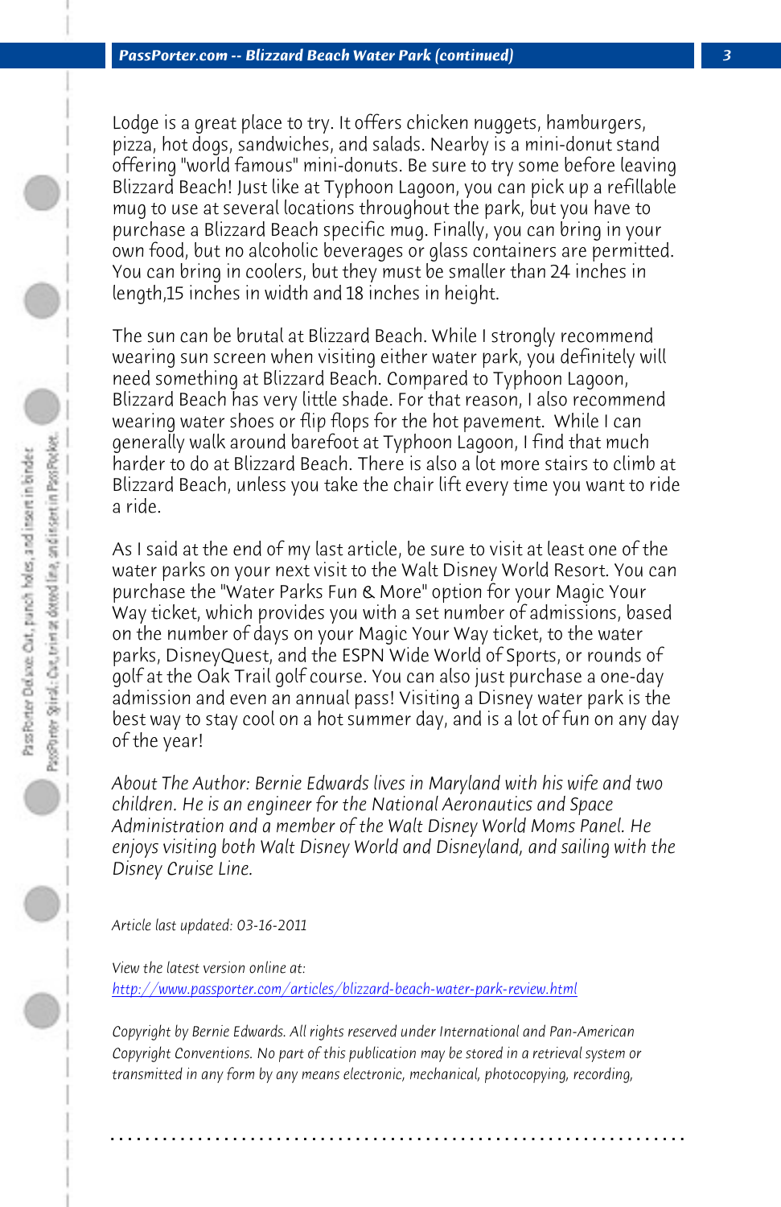Lodge is a great place to try. It offers chicken nuggets, hamburgers, pizza, hot dogs, sandwiches, and salads. Nearby is a mini-donut stand offering "world famous" mini-donuts. Be sure to try some before leaving Blizzard Beach! Just like at Typhoon Lagoon, you can pick up a refillable mug to use at several locations throughout the park, but you have to purchase a Blizzard Beach specific mug. Finally, you can bring in your own food, but no alcoholic beverages or glass containers are permitted. You can bring in coolers, but they must be smaller than 24 inches in length,15 inches in width and 18 inches in height.

The sun can be brutal at Blizzard Beach. While I strongly recommend wearing sun screen when visiting either water park, you definitely will need something at Blizzard Beach. Compared to Typhoon Lagoon, Blizzard Beach has very little shade. For that reason, I also recommend wearing water shoes or flip flops for the hot pavement. While I can generally walk around barefoot at Typhoon Lagoon, I find that much harder to do at Blizzard Beach. There is also a lot more stairs to climb at Blizzard Beach, unless you take the chair lift every time you want to ride a ride.

As I said at the end of my last article, be sure to visit at least one of the water parks on your next visit to the Walt Disney World Resort. You can purchase the "Water Parks Fun & More" option for your Magic Your Way ticket, which provides you with a set number of admissions, based on the number of days on your Magic Your Way ticket, to the water parks, DisneyQuest, and the ESPN Wide World of Sports, or rounds of golf at the Oak Trail golf course. You can also just purchase a one-day admission and even an annual pass! Visiting a Disney water park is the best way to stay cool on a hot summer day, and is a lot of fun on any day of the year!

*About The Author: Bernie Edwards lives in Maryland with his wife and two children. He is an engineer for the National Aeronautics and Space Administration and a member of the Walt Disney World Moms Panel. He enjoys visiting both Walt Disney World and Disneyland, and sailing with the Disney Cruise Line.*

*Article last updated: 03-16-2011*

*View the latest version online at:*
[http://www.passporter.com/articles/blizzard-beach-water-park-review.html](http://www.passporter.com/articles/blizzard-beach-water-park-review.html)

*Copyright by Bernie Edwards. All rights reserved under International and Pan-American Copyright Conventions. No part of this publication may be stored in a retrieval system or transmitted in any form by any means electronic, mechanical, photocopying, recording,*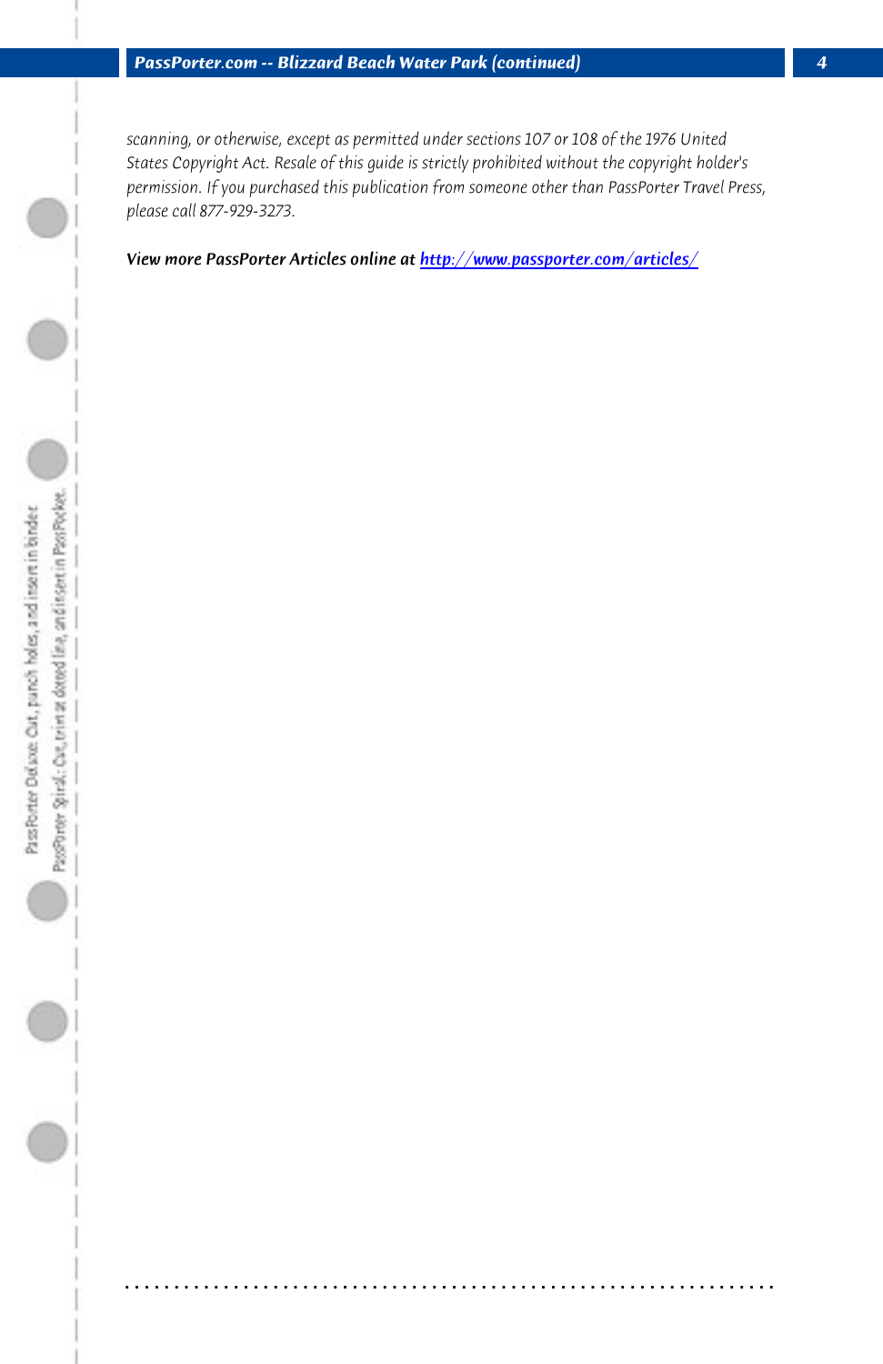*scanning, or otherwise, except as permitted under sections 107 or 108 of the 1976 United States Copyright Act. Resale of this guide is strictly prohibited without the copyright holder's permission. If you purchased this publication from someone other than PassPorter Travel Press, please call 877-929-3273.*

***View more PassPorter Articles online at [http://www.passporter.com/articles/](http://www.passporter.com/articles/)***